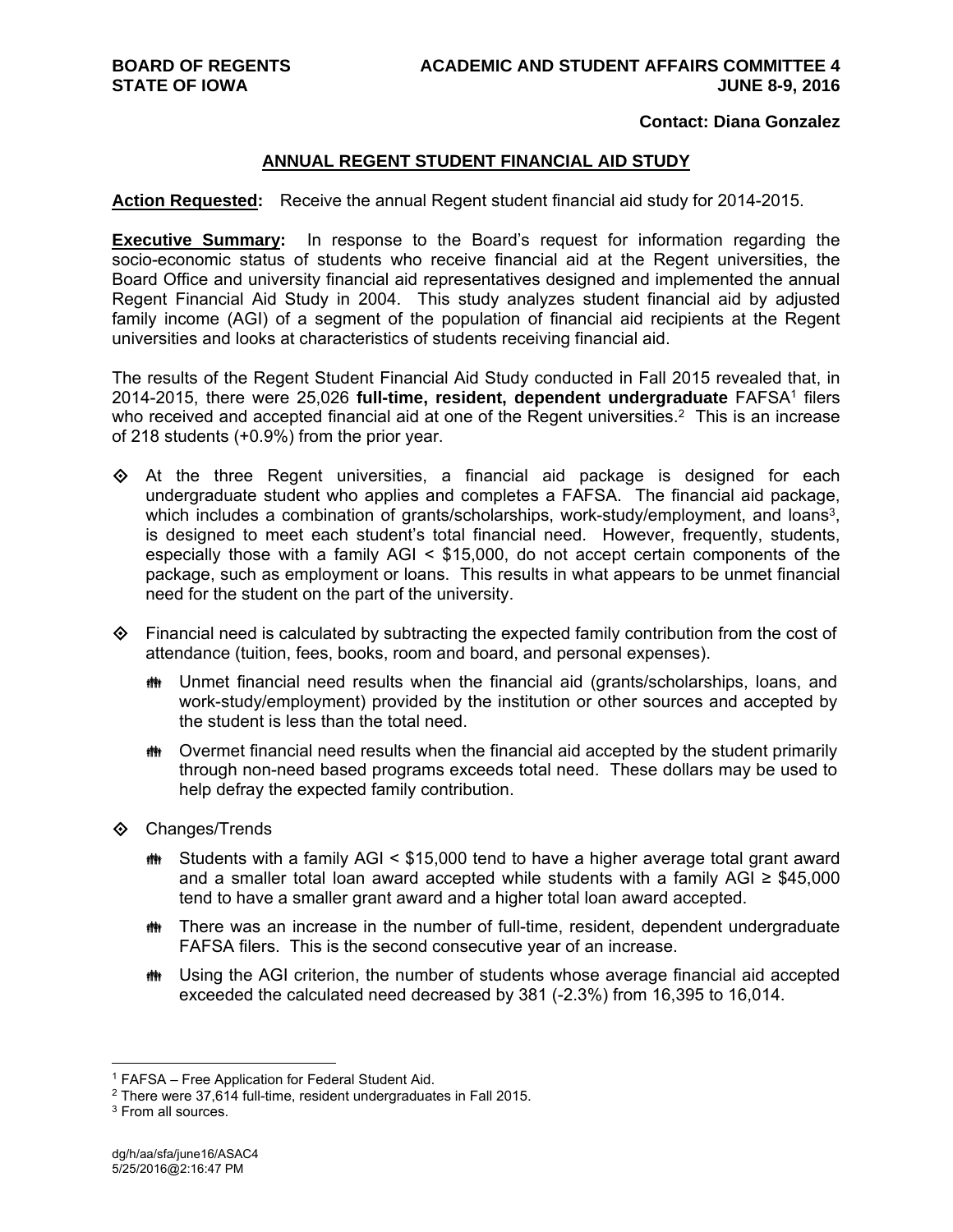**BOARD OF REGENTS**
**STATE OF IOWA**

**ACADEMIC AND STUDENT AFFAIRS COMMITTEE 4**
**JUNE 8-9, 2016**

**Contact: Diana Gonzalez**

## ANNUAL REGENT STUDENT FINANCIAL AID STUDY

**Action Requested:** Receive the annual Regent student financial aid study for 2014-2015.

**Executive Summary:** In response to the Board's request for information regarding the socio-economic status of students who receive financial aid at the Regent universities, the Board Office and university financial aid representatives designed and implemented the annual Regent Financial Aid Study in 2004. This study analyzes student financial aid by adjusted family income (AGI) of a segment of the population of financial aid recipients at the Regent universities and looks at characteristics of students receiving financial aid.

The results of the Regent Student Financial Aid Study conducted in Fall 2015 revealed that, in 2014-2015, there were 25,026 **full-time, resident, dependent undergraduate** FAFSA[1] filers who received and accepted financial aid at one of the Regent universities.[2] This is an increase of 218 students (+0.9%) from the prior year.

- At the three Regent universities, a financial aid package is designed for each undergraduate student who applies and completes a FAFSA. The financial aid package, which includes a combination of grants/scholarships, work-study/employment, and loans[3], is designed to meet each student's total financial need. However, frequently, students, especially those with a family AGI < $15,000, do not accept certain components of the package, such as employment or loans. This results in what appears to be unmet financial need for the student on the part of the university.

- Financial need is calculated by subtracting the expected family contribution from the cost of attendance (tuition, fees, books, room and board, and personal expenses).
  - Unmet financial need results when the financial aid (grants/scholarships, loans, and work-study/employment) provided by the institution or other sources and accepted by the student is less than the total need.
  - Overmet financial need results when the financial aid accepted by the student primarily through non-need based programs exceeds total need. These dollars may be used to help defray the expected family contribution.

- Changes/Trends
  - Students with a family AGI < $15,000 tend to have a higher average total grant award and a smaller total loan award accepted while students with a family AGI ≥ $45,000 tend to have a smaller grant award and a higher total loan award accepted.
  - There was an increase in the number of full-time, resident, dependent undergraduate FAFSA filers. This is the second consecutive year of an increase.
  - Using the AGI criterion, the number of students whose average financial aid accepted exceeded the calculated need decreased by 381 (-2.3%) from 16,395 to 16,014.

---

[1] FAFSA – Free Application for Federal Student Aid.
[2] There were 37,614 full-time, resident undergraduates in Fall 2015.
[3] From all sources.

dg/h/aa/sfa/june16/ASAC4
5/25/2016@2:16:47 PM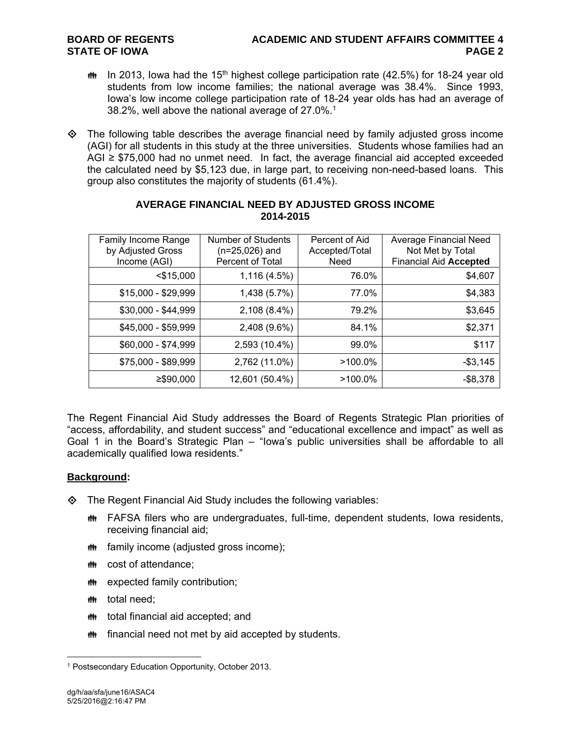- In 2013, Iowa had the 15th highest college participation rate (42.5%) for 18-24 year old students from low income families; the national average was 38.4%. Since 1993, Iowa's low income college participation rate of 18-24 year olds has had an average of 38.2%, well above the national average of 27.0%.[1]

- The following table describes the average financial need by family adjusted gross income (AGI) for all students in this study at the three universities. Students whose families had an AGI ≥ $75,000 had no unmet need. In fact, the average financial aid accepted exceeded the calculated need by $5,123 due, in large part, to receiving non-need-based loans. This group also constitutes the majority of students (61.4%).

**AVERAGE FINANCIAL NEED BY ADJUSTED GROSS INCOME 2014-2015**

| Family Income Range by Adjusted Gross Income (AGI) | Number of Students (n=25,026) and Percent of Total | Percent of Aid Accepted/Total Need | Average Financial Need Not Met by Total Financial Aid **Accepted** |
|---:|---:|---:|---:|
| <$15,000 | 1,116 (4.5%) | 76.0% | $4,607 |
| $15,000 - $29,999 | 1,438 (5.7%) | 77.0% | $4,383 |
| $30,000 - $44,999 | 2,108 (8.4%) | 79.2% | $3,645 |
| $45,000 - $59,999 | 2,408 (9.6%) | 84.1% | $2,371 |
| $60,000 - $74,999 | 2,593 (10.4%) | 99.0% | $117 |
| $75,000 - $89,999 | 2,762 (11.0%) | >100.0% | -$3,145 |
| ≥$90,000 | 12,601 (50.4%) | >100.0% | -$8,378 |

The Regent Financial Aid Study addresses the Board of Regents Strategic Plan priorities of "access, affordability, and student success" and "educational excellence and impact" as well as Goal 1 in the Board's Strategic Plan – "Iowa's public universities shall be affordable to all academically qualified Iowa residents."

**Background:**

- The Regent Financial Aid Study includes the following variables:
  - FAFSA filers who are undergraduates, full-time, dependent students, Iowa residents, receiving financial aid;
  - family income (adjusted gross income);
  - cost of attendance;
  - expected family contribution;
  - total need;
  - total financial aid accepted; and
  - financial need not met by aid accepted by students.

[1] Postsecondary Education Opportunity, October 2013.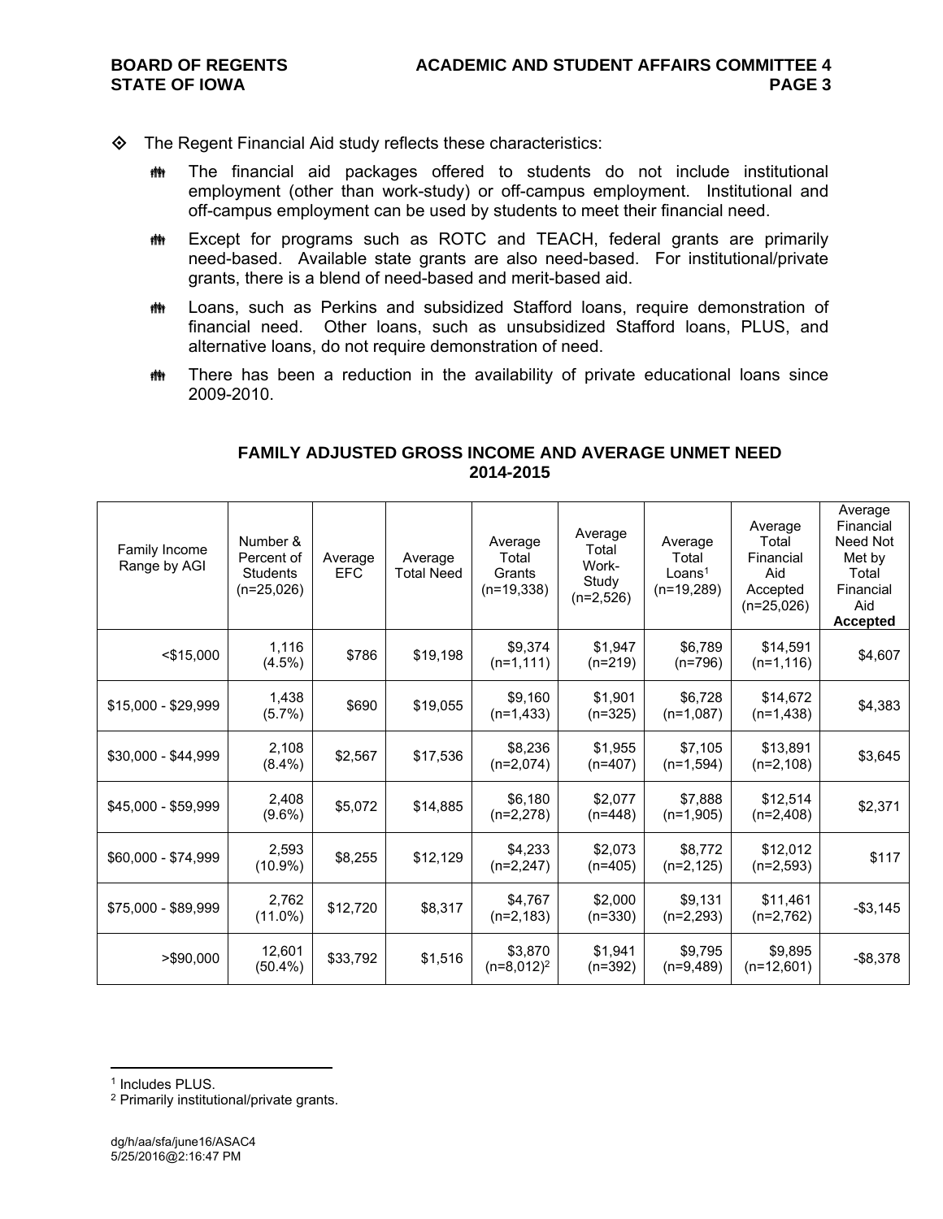- The Regent Financial Aid study reflects these characteristics:
  - The financial aid packages offered to students do not include institutional employment (other than work-study) or off-campus employment. Institutional and off-campus employment can be used by students to meet their financial need.
  - Except for programs such as ROTC and TEACH, federal grants are primarily need-based. Available state grants are also need-based. For institutional/private grants, there is a blend of need-based and merit-based aid.
  - Loans, such as Perkins and subsidized Stafford loans, require demonstration of financial need. Other loans, such as unsubsidized Stafford loans, PLUS, and alternative loans, do not require demonstration of need.
  - There has been a reduction in the availability of private educational loans since 2009-2010.

**FAMILY ADJUSTED GROSS INCOME AND AVERAGE UNMET NEED 2014-2015**

| Family Income Range by AGI | Number & Percent of Students (n=25,026) | Average EFC | Average Total Need | Average Total Grants (n=19,338) | Average Total Work-Study (n=2,526) | Average Total Loans[1] (n=19,289) | Average Total Financial Aid Accepted (n=25,026) | Average Financial Need Not Met by Total Financial Aid **Accepted** |
|---|---|---|---|---|---|---|---|---|
| <$15,000 | 1,116 (4.5%) | $786 | $19,198 | $9,374 (n=1,111) | $1,947 (n=219) | $6,789 (n=796) | $14,591 (n=1,116) | $4,607 |
| $15,000 - $29,999 | 1,438 (5.7%) | $690 | $19,055 | $9,160 (n=1,433) | $1,901 (n=325) | $6,728 (n=1,087) | $14,672 (n=1,438) | $4,383 |
| $30,000 - $44,999 | 2,108 (8.4%) | $2,567 | $17,536 | $8,236 (n=2,074) | $1,955 (n=407) | $7,105 (n=1,594) | $13,891 (n=2,108) | $3,645 |
| $45,000 - $59,999 | 2,408 (9.6%) | $5,072 | $14,885 | $6,180 (n=2,278) | $2,077 (n=448) | $7,888 (n=1,905) | $12,514 (n=2,408) | $2,371 |
| $60,000 - $74,999 | 2,593 (10.9%) | $8,255 | $12,129 | $4,233 (n=2,247) | $2,073 (n=405) | $8,772 (n=2,125) | $12,012 (n=2,593) | $117 |
| $75,000 - $89,999 | 2,762 (11.0%) | $12,720 | $8,317 | $4,767 (n=2,183) | $2,000 (n=330) | $9,131 (n=2,293) | $11,461 (n=2,762) | -$3,145 |
| >$90,000 | 12,601 (50.4%) | $33,792 | $1,516 | $3,870 (n=8,012)[2] | $1,941 (n=392) | $9,795 (n=9,489) | $9,895 (n=12,601) | -$8,378 |

[1] Includes PLUS.

[2] Primarily institutional/private grants.

dg/h/aa/sfa/june16/ASAC4
5/25/2016@2:16:47 PM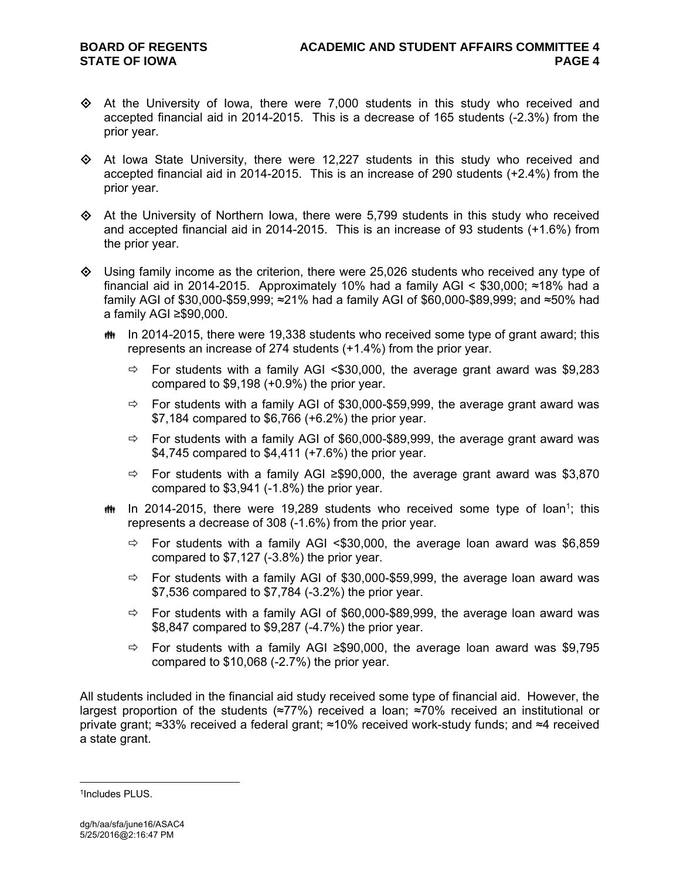- At the University of Iowa, there were 7,000 students in this study who received and accepted financial aid in 2014-2015. This is a decrease of 165 students (-2.3%) from the prior year.

- At Iowa State University, there were 12,227 students in this study who received and accepted financial aid in 2014-2015. This is an increase of 290 students (+2.4%) from the prior year.

- At the University of Northern Iowa, there were 5,799 students in this study who received and accepted financial aid in 2014-2015. This is an increase of 93 students (+1.6%) from the prior year.

- Using family income as the criterion, there were 25,026 students who received any type of financial aid in 2014-2015. Approximately 10% had a family AGI < $30,000; ≈18% had a family AGI of $30,000-$59,999; ≈21% had a family AGI of $60,000-$89,999; and ≈50% had a family AGI ≥$90,000.
  - In 2014-2015, there were 19,338 students who received some type of grant award; this represents an increase of 274 students (+1.4%) from the prior year.
    - For students with a family AGI <$30,000, the average grant award was $9,283 compared to $9,198 (+0.9%) the prior year.
    - For students with a family AGI of $30,000-$59,999, the average grant award was $7,184 compared to $6,766 (+6.2%) the prior year.
    - For students with a family AGI of $60,000-$89,999, the average grant award was $4,745 compared to $4,411 (+7.6%) the prior year.
    - For students with a family AGI ≥$90,000, the average grant award was $3,870 compared to $3,941 (-1.8%) the prior year.
  - In 2014-2015, there were 19,289 students who received some type of loan[1]; this represents a decrease of 308 (-1.6%) from the prior year.
    - For students with a family AGI <$30,000, the average loan award was $6,859 compared to $7,127 (-3.8%) the prior year.
    - For students with a family AGI of $30,000-$59,999, the average loan award was $7,536 compared to $7,784 (-3.2%) the prior year.
    - For students with a family AGI of $60,000-$89,999, the average loan award was $8,847 compared to $9,287 (-4.7%) the prior year.
    - For students with a family AGI ≥$90,000, the average loan award was $9,795 compared to $10,068 (-2.7%) the prior year.

All students included in the financial aid study received some type of financial aid. However, the largest proportion of the students (≈77%) received a loan; ≈70% received an institutional or private grant; ≈33% received a federal grant; ≈10% received work-study funds; and ≈4 received a state grant.

[1]Includes PLUS.

dg/h/aa/sfa/june16/ASAC4
5/25/2016@2:16:47 PM